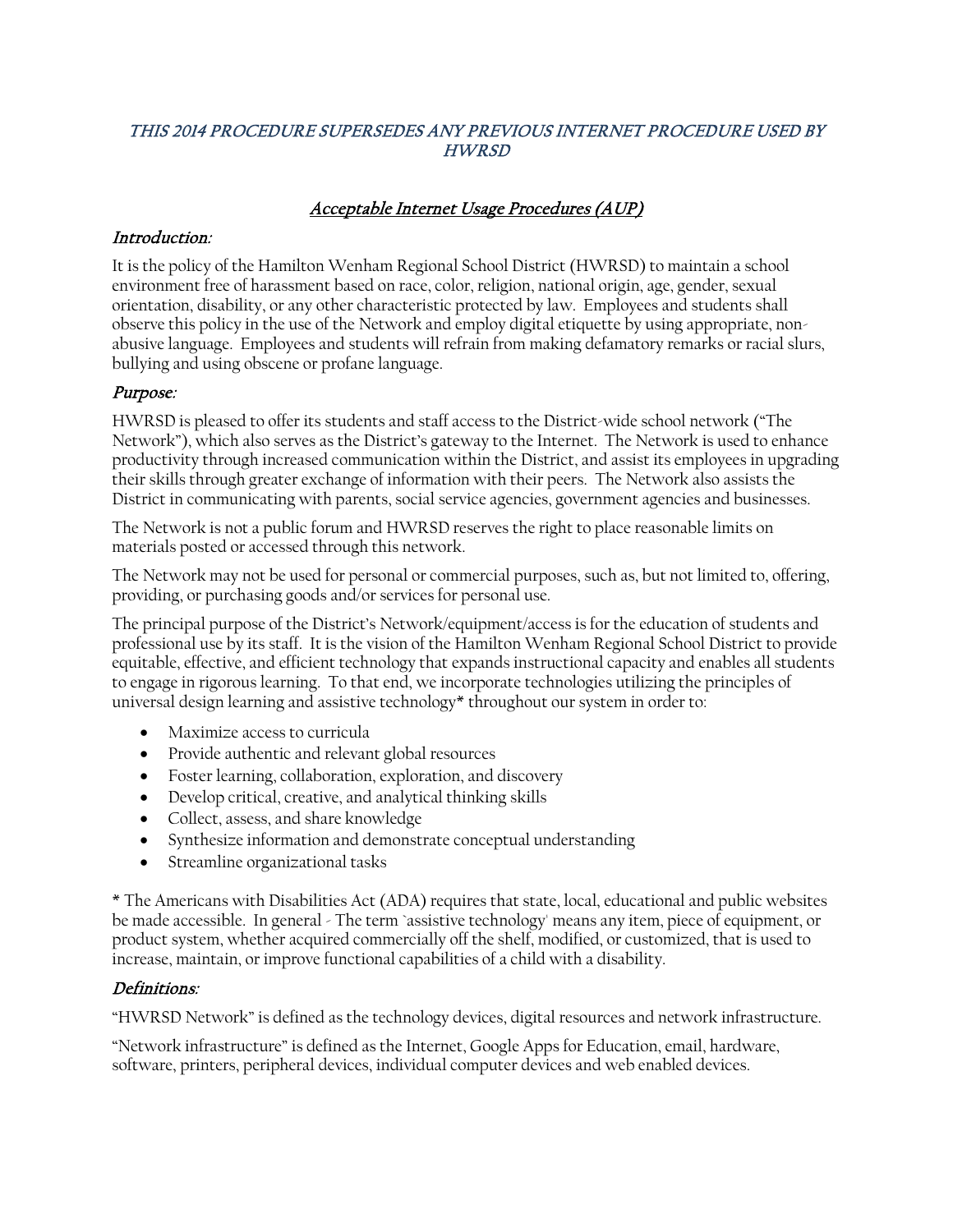*THIS 2014 PROCEDURE SUPERSEDES ANY PREVIOUS INTERNET PROCEDURE USED BY HWRSD*

# Acceptable Internet Usage Procedures (AUP)

## Introduction:

It is the policy of the Hamilton Wenham Regional School District (HWRSD) to maintain a school environment free of harassment based on race, color, religion, national origin, age, gender, sexual orientation, disability, or any other characteristic protected by law. Employees and students shall observe this policy in the use of the Network and employ digital etiquette by using appropriate, non-abusive language. Employees and students will refrain from making defamatory remarks or racial slurs, bullying and using obscene or profane language.

## Purpose:

HWRSD is pleased to offer its students and staff access to the District-wide school network ("The Network"), which also serves as the District's gateway to the Internet. The Network is used to enhance productivity through increased communication within the District, and assist its employees in upgrading their skills through greater exchange of information with their peers. The Network also assists the District in communicating with parents, social service agencies, government agencies and businesses.

The Network is not a public forum and HWRSD reserves the right to place reasonable limits on materials posted or accessed through this network.

The Network may not be used for personal or commercial purposes, such as, but not limited to, offering, providing, or purchasing goods and/or services for personal use.

The principal purpose of the District's Network/equipment/access is for the education of students and professional use by its staff. It is the vision of the Hamilton Wenham Regional School District to provide equitable, effective, and efficient technology that expands instructional capacity and enables all students to engage in rigorous learning. To that end, we incorporate technologies utilizing the principles of universal design learning and assistive technology* throughout our system in order to:

- Maximize access to curricula
- Provide authentic and relevant global resources
- Foster learning, collaboration, exploration, and discovery
- Develop critical, creative, and analytical thinking skills
- Collect, assess, and share knowledge
- Synthesize information and demonstrate conceptual understanding
- Streamline organizational tasks

* The Americans with Disabilities Act (ADA) requires that state, local, educational and public websites be made accessible. In general - The term `assistive technology' means any item, piece of equipment, or product system, whether acquired commercially off the shelf, modified, or customized, that is used to increase, maintain, or improve functional capabilities of a child with a disability.

## Definitions:

"HWRSD Network" is defined as the technology devices, digital resources and network infrastructure.

"Network infrastructure" is defined as the Internet, Google Apps for Education, email, hardware, software, printers, peripheral devices, individual computer devices and web enabled devices.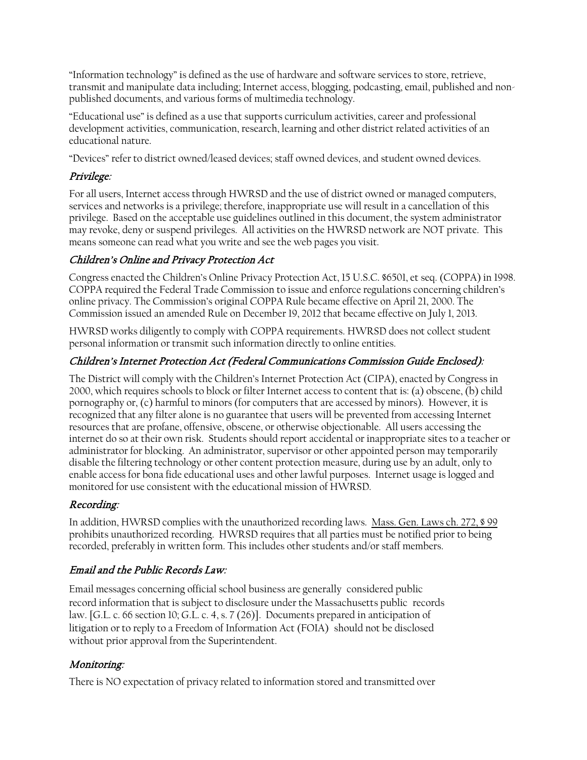"Information technology" is defined as the use of hardware and software services to store, retrieve, transmit and manipulate data including; Internet access, blogging, podcasting, email, published and non-published documents, and various forms of multimedia technology.

"Educational use" is defined as a use that supports curriculum activities, career and professional development activities, communication, research, learning and other district related activities of an educational nature.

"Devices" refer to district owned/leased devices; staff owned devices, and student owned devices.

### *Privilege:*

For all users, Internet access through HWRSD and the use of district owned or managed computers, services and networks is a privilege; therefore, inappropriate use will result in a cancellation of this privilege. Based on the acceptable use guidelines outlined in this document, the system administrator may revoke, deny or suspend privileges. All activities on the HWRSD network are NOT private. This means someone can read what you write and see the web pages you visit.

### *Children's Online and Privacy Protection Act*

Congress enacted the Children's Online Privacy Protection Act, 15 U.S.C. §6501, et seq. (COPPA) in 1998. COPPA required the Federal Trade Commission to issue and enforce regulations concerning children's online privacy. The Commission's original COPPA Rule became effective on April 21, 2000. The Commission issued an amended Rule on December 19, 2012 that became effective on July 1, 2013.

HWRSD works diligently to comply with COPPA requirements. HWRSD does not collect student personal information or transmit such information directly to online entities.

### *Children's Internet Protection Act (Federal Communications Commission Guide Enclosed):*

The District will comply with the Children's Internet Protection Act (CIPA), enacted by Congress in 2000, which requires schools to block or filter Internet access to content that is: (a) obscene, (b) child pornography or, (c) harmful to minors (for computers that are accessed by minors). However, it is recognized that any filter alone is no guarantee that users will be prevented from accessing Internet resources that are profane, offensive, obscene, or otherwise objectionable. All users accessing the internet do so at their own risk. Students should report accidental or inappropriate sites to a teacher or administrator for blocking. An administrator, supervisor or other appointed person may temporarily disable the filtering technology or other content protection measure, during use by an adult, only to enable access for bona fide educational uses and other lawful purposes. Internet usage is logged and monitored for use consistent with the educational mission of HWRSD.

### *Recording:*

In addition, HWRSD complies with the unauthorized recording laws. Mass. Gen. Laws ch. 272, § 99 prohibits unauthorized recording. HWRSD requires that all parties must be notified prior to being recorded, preferably in written form. This includes other students and/or staff members.

### *Email and the Public Records Law:*

Email messages concerning official school business are generally considered public record information that is subject to disclosure under the Massachusetts public records law. [G.L. c. 66 section 10; G.L. c. 4, s. 7 (26)]. Documents prepared in anticipation of litigation or to reply to a Freedom of Information Act (FOIA) should not be disclosed without prior approval from the Superintendent.

### *Monitoring:*

There is NO expectation of privacy related to information stored and transmitted over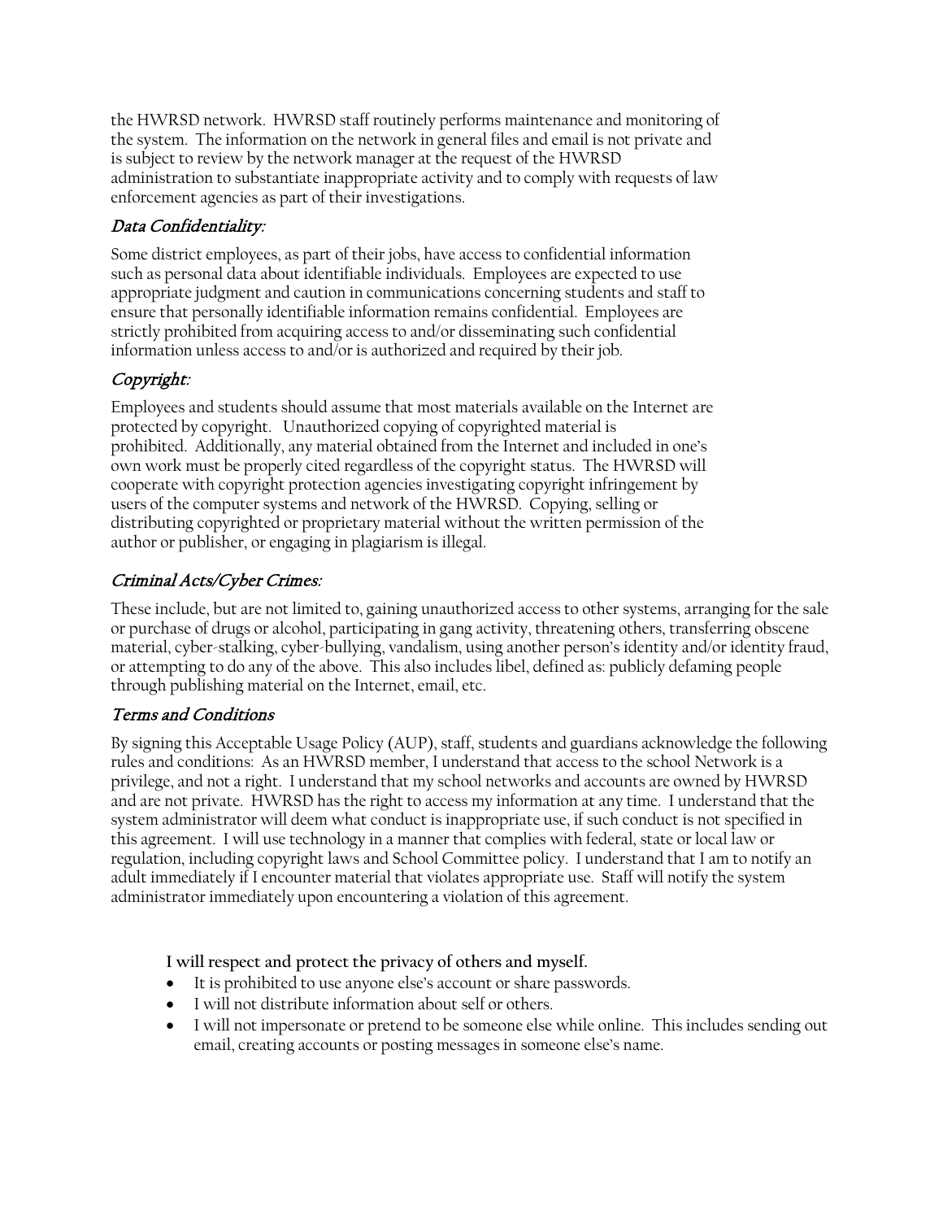the HWRSD network. HWRSD staff routinely performs maintenance and monitoring of the system. The information on the network in general files and email is not private and is subject to review by the network manager at the request of the HWRSD administration to substantiate inappropriate activity and to comply with requests of law enforcement agencies as part of their investigations.

### *Data Confidentiality:*

Some district employees, as part of their jobs, have access to confidential information such as personal data about identifiable individuals. Employees are expected to use appropriate judgment and caution in communications concerning students and staff to ensure that personally identifiable information remains confidential. Employees are strictly prohibited from acquiring access to and/or disseminating such confidential information unless access to and/or is authorized and required by their job.

### *Copyright:*

Employees and students should assume that most materials available on the Internet are protected by copyright. Unauthorized copying of copyrighted material is prohibited. Additionally, any material obtained from the Internet and included in one's own work must be properly cited regardless of the copyright status. The HWRSD will cooperate with copyright protection agencies investigating copyright infringement by users of the computer systems and network of the HWRSD. Copying, selling or distributing copyrighted or proprietary material without the written permission of the author or publisher, or engaging in plagiarism is illegal.

### *Criminal Acts/Cyber Crimes:*

These include, but are not limited to, gaining unauthorized access to other systems, arranging for the sale or purchase of drugs or alcohol, participating in gang activity, threatening others, transferring obscene material, cyber-stalking, cyber-bullying, vandalism, using another person's identity and/or identity fraud, or attempting to do any of the above. This also includes libel, defined as: publicly defaming people through publishing material on the Internet, email, etc.

### *Terms and Conditions*

By signing this Acceptable Usage Policy (AUP), staff, students and guardians acknowledge the following rules and conditions: As an HWRSD member, I understand that access to the school Network is a privilege, and not a right. I understand that my school networks and accounts are owned by HWRSD and are not private. HWRSD has the right to access my information at any time. I understand that the system administrator will deem what conduct is inappropriate use, if such conduct is not specified in this agreement. I will use technology in a manner that complies with federal, state or local law or regulation, including copyright laws and School Committee policy. I understand that I am to notify an adult immediately if I encounter material that violates appropriate use. Staff will notify the system administrator immediately upon encountering a violation of this agreement.

**I will respect and protect the privacy of others and myself.**

- It is prohibited to use anyone else's account or share passwords.
- I will not distribute information about self or others.
- I will not impersonate or pretend to be someone else while online. This includes sending out email, creating accounts or posting messages in someone else's name.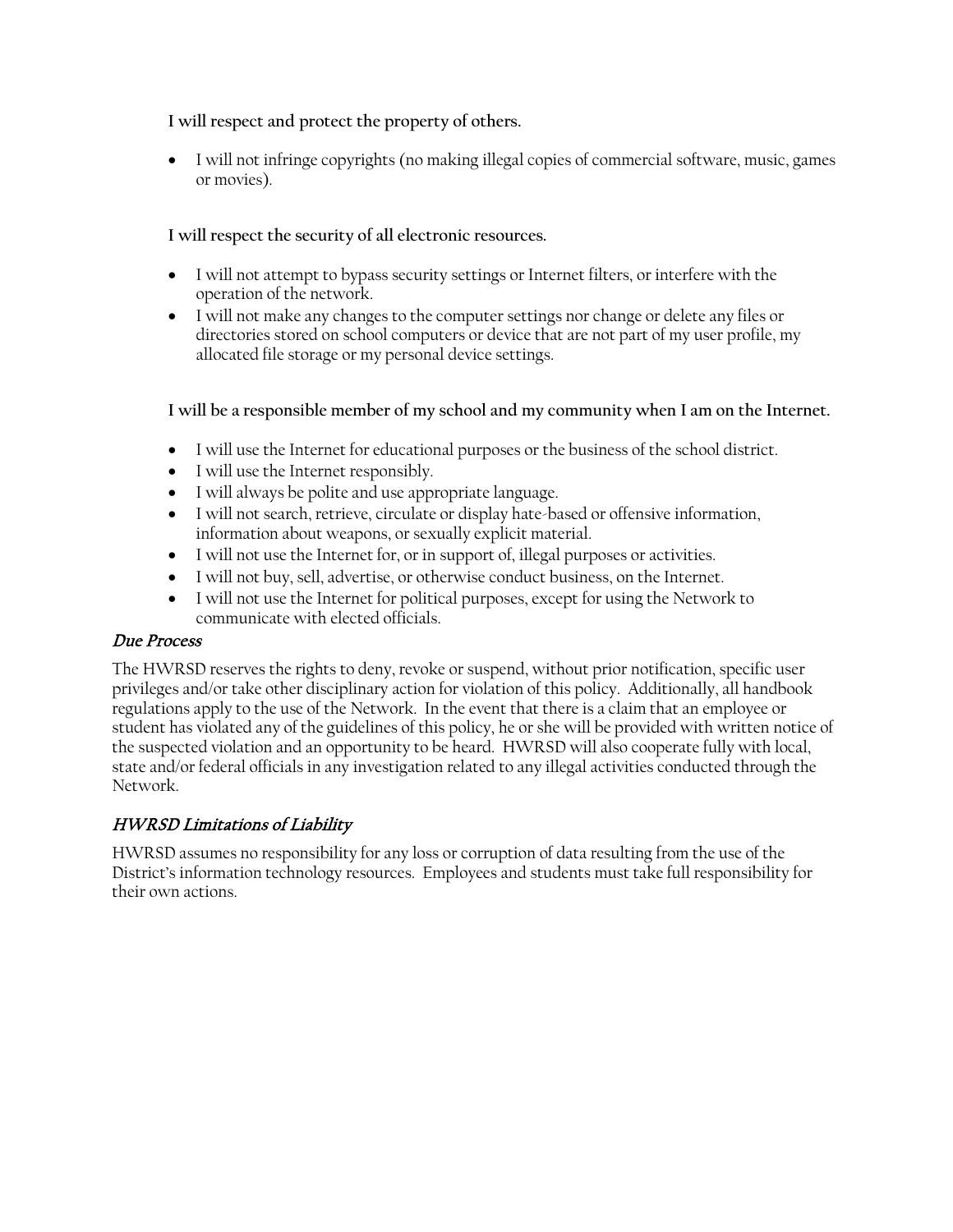**I will respect and protect the property of others.**

- I will not infringe copyrights (no making illegal copies of commercial software, music, games or movies).

**I will respect the security of all electronic resources.**

- I will not attempt to bypass security settings or Internet filters, or interfere with the operation of the network.
- I will not make any changes to the computer settings nor change or delete any files or directories stored on school computers or device that are not part of my user profile, my allocated file storage or my personal device settings.

**I will be a responsible member of my school and my community when I am on the Internet.**

- I will use the Internet for educational purposes or the business of the school district.
- I will use the Internet responsibly.
- I will always be polite and use appropriate language.
- I will not search, retrieve, circulate or display hate-based or offensive information, information about weapons, or sexually explicit material.
- I will not use the Internet for, or in support of, illegal purposes or activities.
- I will not buy, sell, advertise, or otherwise conduct business, on the Internet.
- I will not use the Internet for political purposes, except for using the Network to communicate with elected officials.

## *Due Process*

The HWRSD reserves the rights to deny, revoke or suspend, without prior notification, specific user privileges and/or take other disciplinary action for violation of this policy. Additionally, all handbook regulations apply to the use of the Network. In the event that there is a claim that an employee or student has violated any of the guidelines of this policy, he or she will be provided with written notice of the suspected violation and an opportunity to be heard. HWRSD will also cooperate fully with local, state and/or federal officials in any investigation related to any illegal activities conducted through the Network.

## *HWRSD Limitations of Liability*

HWRSD assumes no responsibility for any loss or corruption of data resulting from the use of the District's information technology resources. Employees and students must take full responsibility for their own actions.